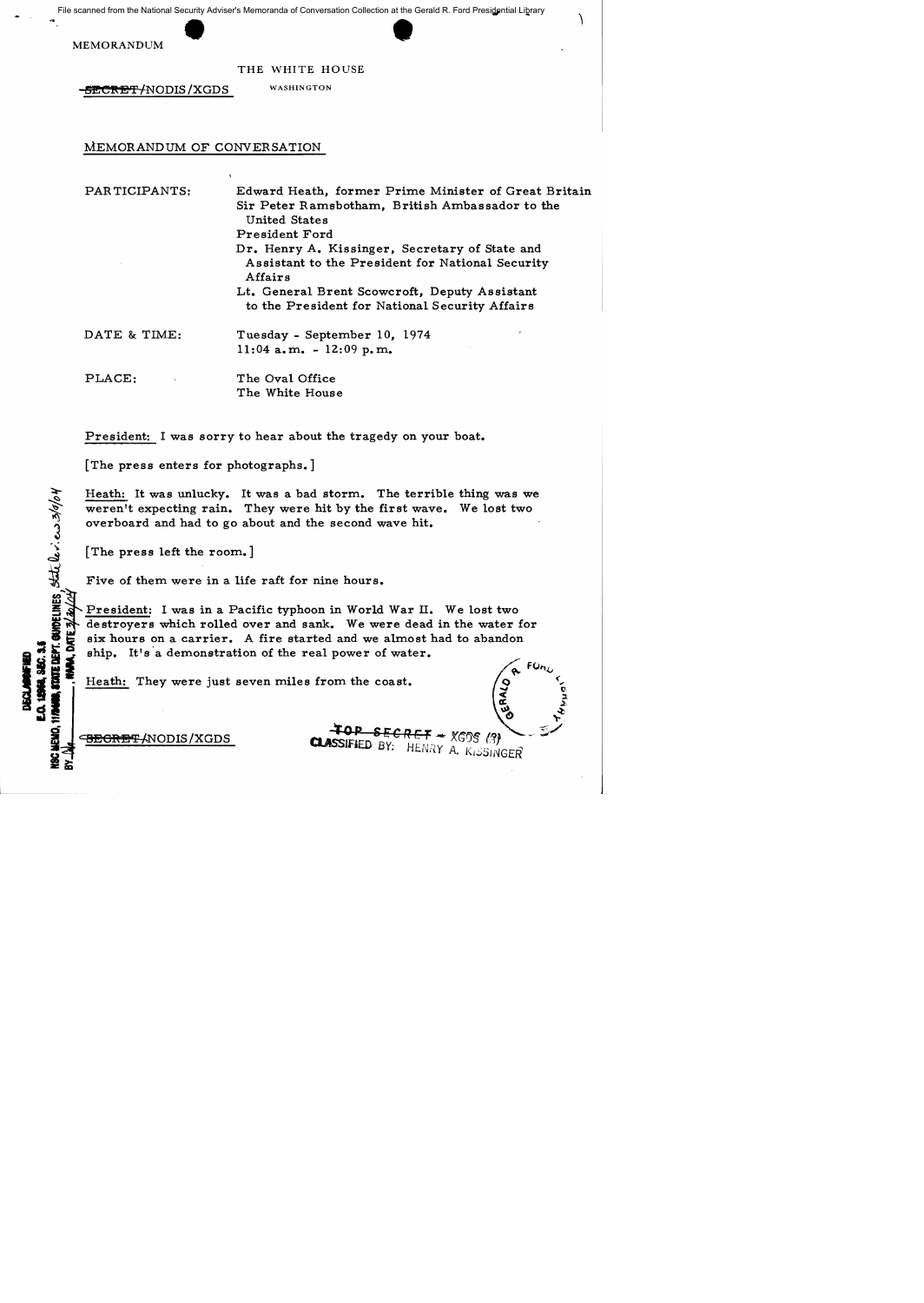File scanned from the National Security Adviser's Memoranda of Conversation Collection at the Gerald R. Ford Presidential Library

MEMORANDUM

THE WHITE HOUSE

~~SECRET~~/NODIS/XGDS WASHINGTON

MEMORANDUM OF CONVERSATION

PARTICIPANTS: Edward Heath, former Prime Minister of Great Britain
Sir Peter Ramsbotham, British Ambassador to the United States
President Ford
Dr. Henry A. Kissinger, Secretary of State and Assistant to the President for National Security Affairs
Lt. General Brent Scowcroft, Deputy Assistant to the President for National Security Affairs

DATE & TIME: Tuesday - September 10, 1974
11:04 a.m. - 12:09 p.m.

PLACE: The Oval Office
The White House

President: I was sorry to hear about the tragedy on your boat.

[The press enters for photographs.]

Heath: It was unlucky. It was a bad storm. The terrible thing was we weren't expecting rain. They were hit by the first wave. We lost two overboard and had to go about and the second wave hit.

[The press left the room.]

Five of them were in a life raft for nine hours.

President: I was in a Pacific typhoon in World War II. We lost two destroyers which rolled over and sank. We were dead in the water for six hours on a carrier. A fire started and we almost had to abandon ship. It's a demonstration of the real power of water.

Heath: They were just seven miles from the coast.

DECLASSIFIED
E.O. 12958, SEC. 3.5
NSC MEMO, 11/24/98, STATE DEPT. GUIDELINES State lev. ew 3/9/04
BY [illegible], NARA, DATE 3/30/04

~~SECRET~~/NODIS/XGDS

~~TOP SECRET~~ - XGDS (3)
CLASSIFIED BY: HENRY A. KISSINGER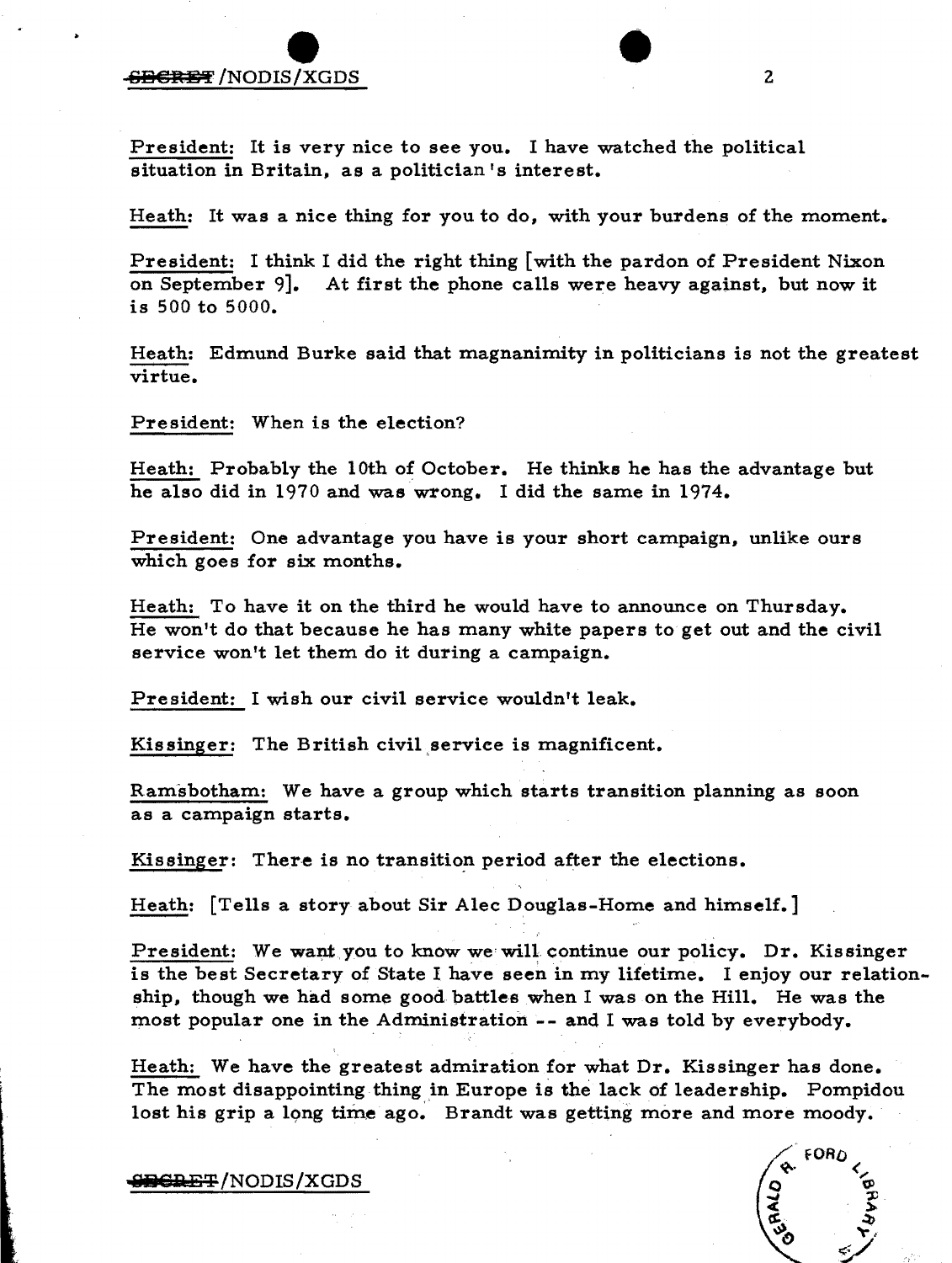President: It is very nice to see you. I have watched the political situation in Britain, as a politician's interest.

Heath: It was a nice thing for you to do, with your burdens of the moment.

President: I think I did the right thing [with the pardon of President Nixon on September 9]. At first the phone calls were heavy against, but now it is 500 to 5000.

Heath: Edmund Burke said that magnanimity in politicians is not the greatest virtue.

President: When is the election?

Heath: Probably the 10th of October. He thinks he has the advantage but he also did in 1970 and was wrong. I did the same in 1974.

President: One advantage you have is your short campaign, unlike ours which goes for six months.

Heath: To have it on the third he would have to announce on Thursday. He won't do that because he has many white papers to get out and the civil service won't let them do it during a campaign.

President: I wish our civil service wouldn't leak.

Kissinger: The British civil service is magnificent.

Ramsbotham: We have a group which starts transition planning as soon as a campaign starts.

Kissinger: There is no transition period after the elections.

Heath: [Tells a story about Sir Alec Douglas-Home and himself.]

President: We want you to know we will continue our policy. Dr. Kissinger is the best Secretary of State I have seen in my lifetime. I enjoy our relationship, though we had some good battles when I was on the Hill. He was the most popular one in the Administration -- and I was told by everybody.

Heath: We have the greatest admiration for what Dr. Kissinger has done. The most disappointing thing in Europe is the lack of leadership. Pompidou lost his grip a long time ago. Brandt was getting more and more moody.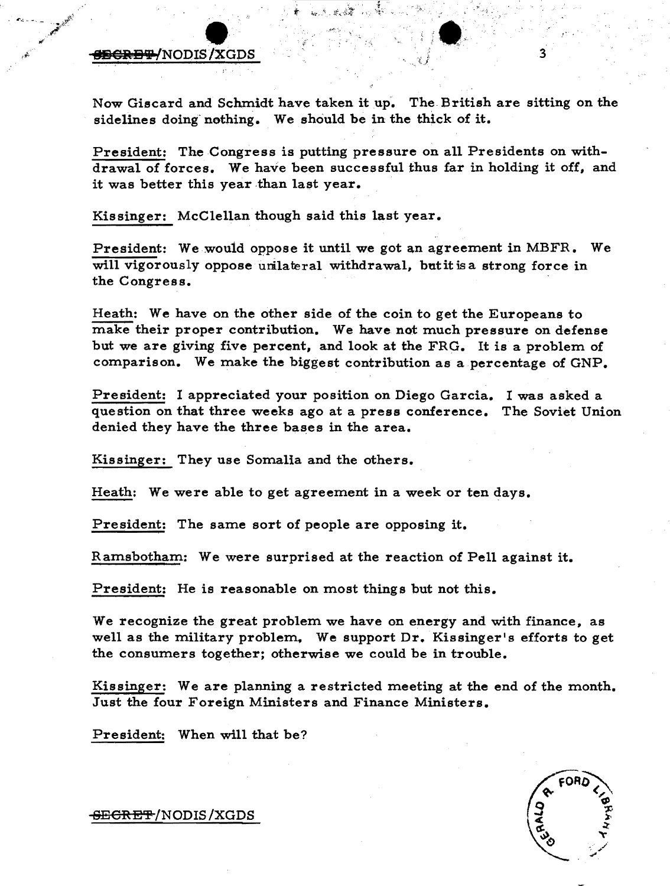Now Giscard and Schmidt have taken it up. The British are sitting on the sidelines doing nothing. We should be in the thick of it.

President: The Congress is putting pressure on all Presidents on withdrawal of forces. We have been successful thus far in holding it off, and it was better this year than last year.

Kissinger: McClellan though said this last year.

President: We would oppose it until we got an agreement in MBFR. We will vigorously oppose unilateral withdrawal, but it is a strong force in the Congress.

Heath: We have on the other side of the coin to get the Europeans to make their proper contribution. We have not much pressure on defense but we are giving five percent, and look at the FRG. It is a problem of comparison. We make the biggest contribution as a percentage of GNP.

President: I appreciated your position on Diego Garcia. I was asked a question on that three weeks ago at a press conference. The Soviet Union denied they have the three bases in the area.

Kissinger: They use Somalia and the others.

Heath: We were able to get agreement in a week or ten days.

President: The same sort of people are opposing it.

Ramsbotham: We were surprised at the reaction of Pell against it.

President: He is reasonable on most things but not this.

We recognize the great problem we have on energy and with finance, as well as the military problem. We support Dr. Kissinger's efforts to get the consumers together; otherwise we could be in trouble.

Kissinger: We are planning a restricted meeting at the end of the month. Just the four Foreign Ministers and Finance Ministers.

President: When will that be?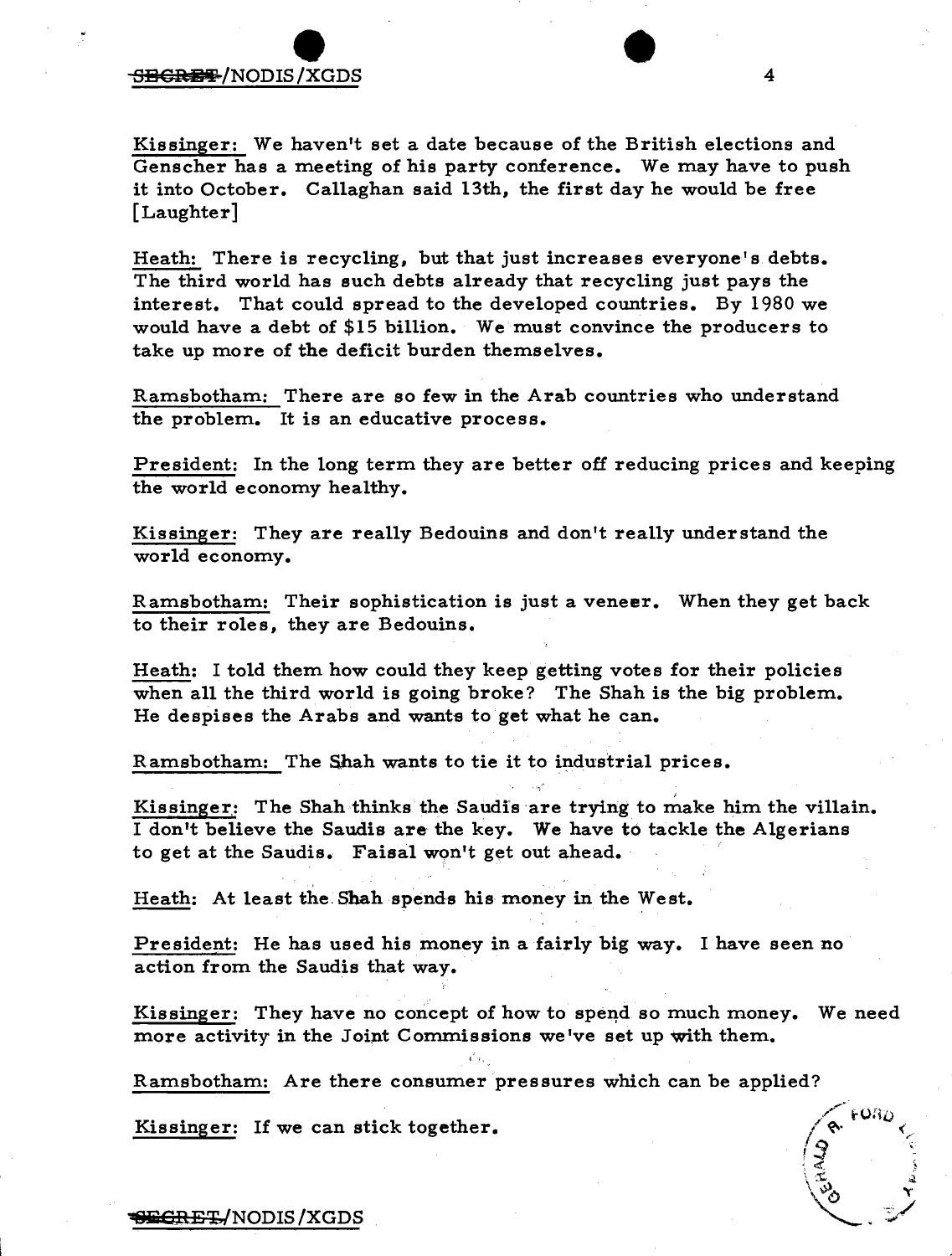Kissinger: We haven't set a date because of the British elections and Genscher has a meeting of his party conference. We may have to push it into October. Callaghan said 13th, the first day he would be free [Laughter]

Heath: There is recycling, but that just increases everyone's debts. The third world has such debts already that recycling just pays the interest. That could spread to the developed countries. By 1980 we would have a debt of $15 billion. We must convince the producers to take up more of the deficit burden themselves.

Ramsbotham: There are so few in the Arab countries who understand the problem. It is an educative process.

President: In the long term they are better off reducing prices and keeping the world economy healthy.

Kissinger: They are really Bedouins and don't really understand the world economy.

Ramsbotham: Their sophistication is just a veneer. When they get back to their roles, they are Bedouins.

Heath: I told them how could they keep getting votes for their policies when all the third world is going broke? The Shah is the big problem. He despises the Arabs and wants to get what he can.

Ramsbotham: The Shah wants to tie it to industrial prices.

Kissinger: The Shah thinks the Saudis are trying to make him the villain. I don't believe the Saudis are the key. We have to tackle the Algerians to get at the Saudis. Faisal won't get out ahead.

Heath: At least the Shah spends his money in the West.

President: He has used his money in a fairly big way. I have seen no action from the Saudis that way.

Kissinger: They have no concept of how to spend so much money. We need more activity in the Joint Commissions we've set up with them.

Ramsbotham: Are there consumer pressures which can be applied?

Kissinger: If we can stick together.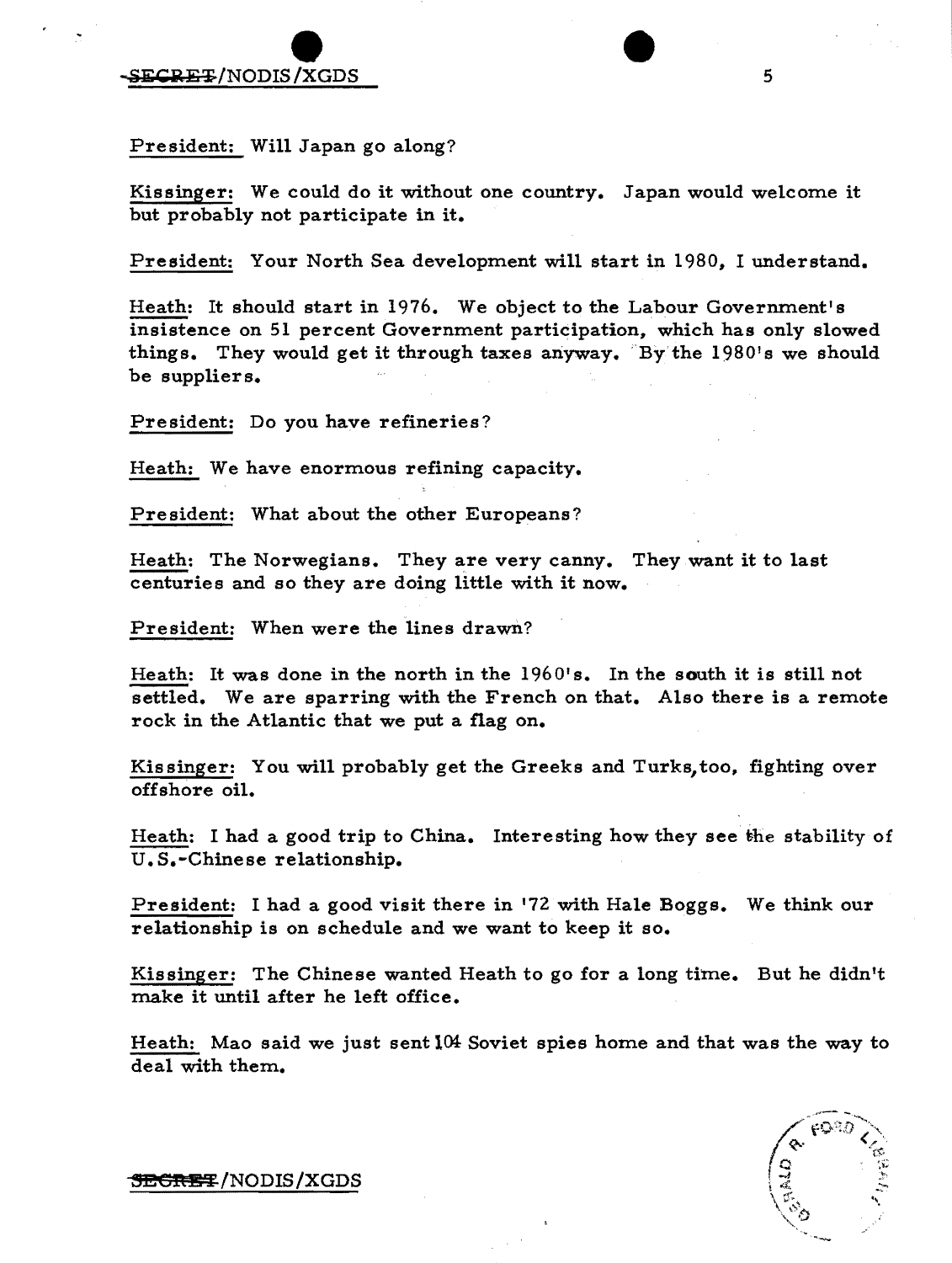President: Will Japan go along?

Kissinger: We could do it without one country. Japan would welcome it but probably not participate in it.

President: Your North Sea development will start in 1980, I understand.

Heath: It should start in 1976. We object to the Labour Government's insistence on 51 percent Government participation, which has only slowed things. They would get it through taxes anyway. By the 1980's we should be suppliers.

President: Do you have refineries?

Heath: We have enormous refining capacity.

President: What about the other Europeans?

Heath: The Norwegians. They are very canny. They want it to last centuries and so they are doing little with it now.

President: When were the lines drawn?

Heath: It was done in the north in the 1960's. In the south it is still not settled. We are sparring with the French on that. Also there is a remote rock in the Atlantic that we put a flag on.

Kissinger: You will probably get the Greeks and Turks, too, fighting over offshore oil.

Heath: I had a good trip to China. Interesting how they see the stability of U.S.-Chinese relationship.

President: I had a good visit there in '72 with Hale Boggs. We think our relationship is on schedule and we want to keep it so.

Kissinger: The Chinese wanted Heath to go for a long time. But he didn't make it until after he left office.

Heath: Mao said we just sent 104 Soviet spies home and that was the way to deal with them.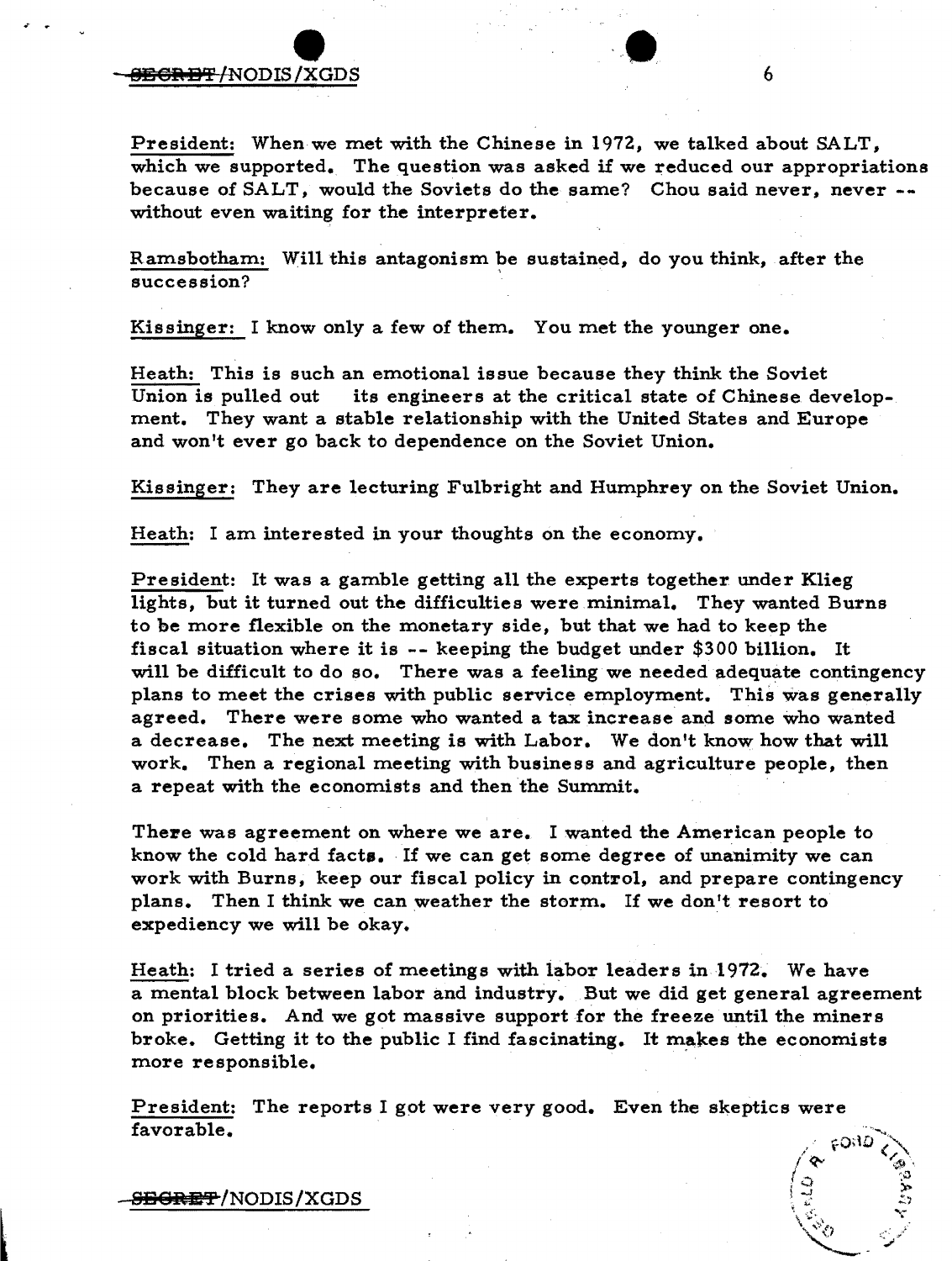**President:** When we met with the Chinese in 1972, we talked about SALT, which we supported. The question was asked if we reduced our appropriations because of SALT, would the Soviets do the same? Chou said never, never -- without even waiting for the interpreter.

**Ramsbotham:** Will this antagonism be sustained, do you think, after the succession?

**Kissinger:** I know only a few of them. You met the younger one.

**Heath:** This is such an emotional issue because they think the Soviet Union is pulled out its engineers at the critical state of Chinese development. They want a stable relationship with the United States and Europe and won't ever go back to dependence on the Soviet Union.

**Kissinger:** They are lecturing Fulbright and Humphrey on the Soviet Union.

**Heath:** I am interested in your thoughts on the economy.

**President:** It was a gamble getting all the experts together under Klieg lights, but it turned out the difficulties were minimal. They wanted Burns to be more flexible on the monetary side, but that we had to keep the fiscal situation where it is -- keeping the budget under $300 billion. It will be difficult to do so. There was a feeling we needed adequate contingency plans to meet the crises with public service employment. This was generally agreed. There were some who wanted a tax increase and some who wanted a decrease. The next meeting is with Labor. We don't know how that will work. Then a regional meeting with business and agriculture people, then a repeat with the economists and then the Summit.

There was agreement on where we are. I wanted the American people to know the cold hard facts. If we can get some degree of unanimity we can work with Burns, keep our fiscal policy in control, and prepare contingency plans. Then I think we can weather the storm. If we don't resort to expediency we will be okay.

**Heath:** I tried a series of meetings with labor leaders in 1972. We have a mental block between labor and industry. But we did get general agreement on priorities. And we got massive support for the freeze until the miners broke. Getting it to the public I find fascinating. It makes the economists more responsible.

**President:** The reports I got were very good. Even the skeptics were favorable.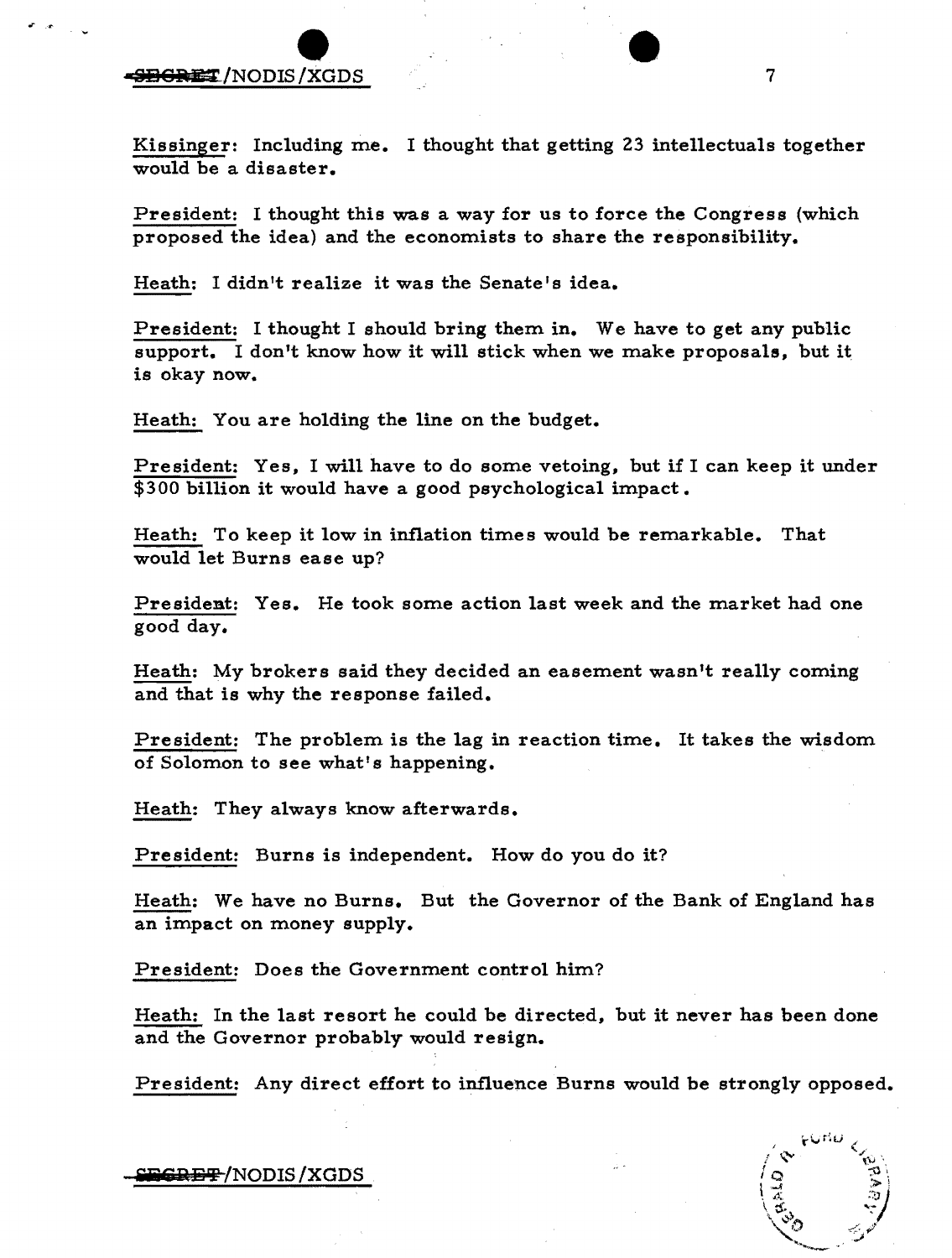Kissinger: Including me. I thought that getting 23 intellectuals together would be a disaster.

President: I thought this was a way for us to force the Congress (which proposed the idea) and the economists to share the responsibility.

Heath: I didn't realize it was the Senate's idea.

President: I thought I should bring them in. We have to get any public support. I don't know how it will stick when we make proposals, but it is okay now.

Heath: You are holding the line on the budget.

President: Yes, I will have to do some vetoing, but if I can keep it under $300 billion it would have a good psychological impact.

Heath: To keep it low in inflation times would be remarkable. That would let Burns ease up?

President: Yes. He took some action last week and the market had one good day.

Heath: My brokers said they decided an easement wasn't really coming and that is why the response failed.

President: The problem is the lag in reaction time. It takes the wisdom of Solomon to see what's happening.

Heath: They always know afterwards.

President: Burns is independent. How do you do it?

Heath: We have no Burns. But the Governor of the Bank of England has an impact on money supply.

President: Does the Government control him?

Heath: In the last resort he could be directed, but it never has been done and the Governor probably would resign.

President: Any direct effort to influence Burns would be strongly opposed.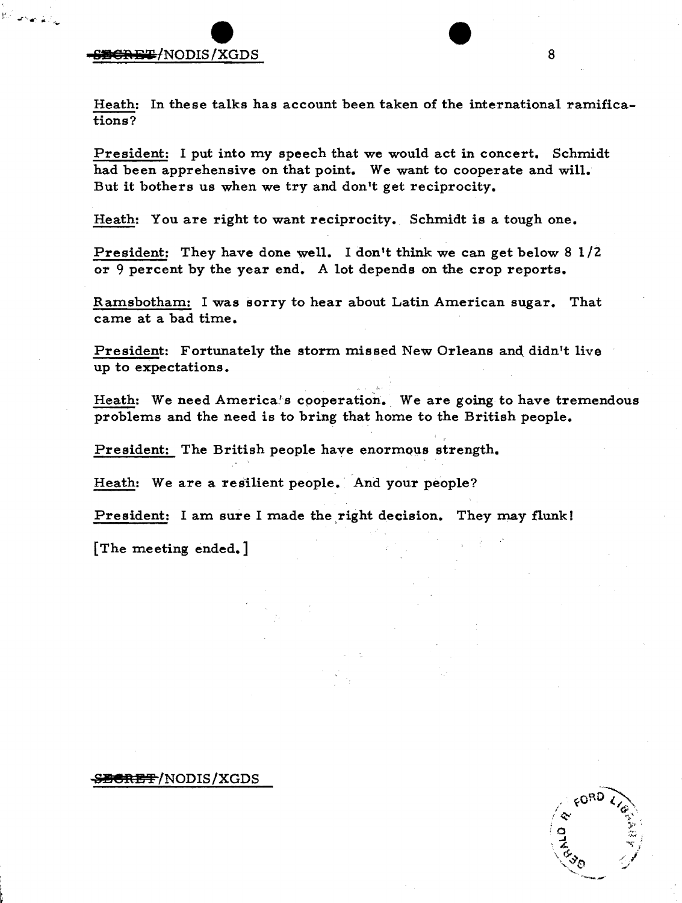Heath: In these talks has account been taken of the international ramifications?

President: I put into my speech that we would act in concert. Schmidt had been apprehensive on that point. We want to cooperate and will. But it bothers us when we try and don't get reciprocity.

Heath: You are right to want reciprocity. Schmidt is a tough one.

President: They have done well. I don't think we can get below 8 1/2 or 9 percent by the year end. A lot depends on the crop reports.

Ramsbotham: I was sorry to hear about Latin American sugar. That came at a bad time.

President: Fortunately the storm missed New Orleans and didn't live up to expectations.

Heath: We need America's cooperation. We are going to have tremendous problems and the need is to bring that home to the British people.

President: The British people have enormous strength.

Heath: We are a resilient people. And your people?

President: I am sure I made the right decision. They may flunk!

[The meeting ended.]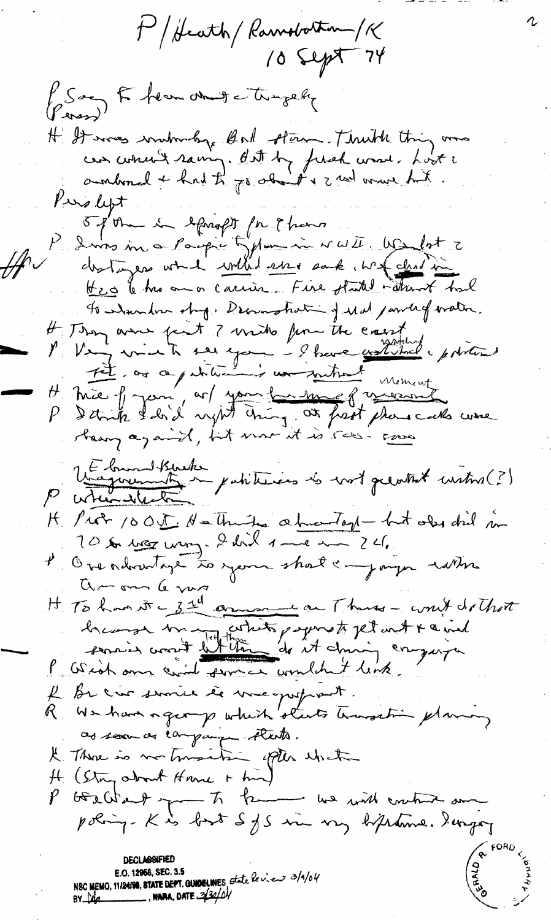P/Heath/Ramsbotham/K
10 Sept 74

P Sorry to hear about the tragedy (Peress)

H It was unlucky. Bad storm. Terrible thing was crew weren't saving. But by fresh wind. Lost 2 overboard + had to go about + 2nd wave hit.

Pres lept

5 of them in life raft for 8 hours

P I was in a Pacific typhoon in WW II. We lost 2 destroyers which rolled over + sank. We stood in $H_2O$ 6 hrs on a carrier. Fire started + almost had to abandon ship. Demonstration of what power of water.

H They were just 7 miles from the coast

P Very nice to see you – I have watched + politics, ... as a politician ... moment

H Nice of you, w/ your burden of ... moment

P I think I did right thing. At first phone calls were heavy against, but now it is 50-50

P Edmund Burke: ... politicians is not greatest virtue (?)

H ... 100 ... He thinks advantage – but ... did in 70 + was wrong. I did 1 ... in 74.

P One advantage is your short campaign rather than our 6 mos

H To have it 3rd ... on Thurs – won't do that because ... papers to get out + civil service won't let them do it during campaign

P With our civil service wouldn't work.

K Br civ service is very proficient.

R We have a group which starts transition planning as soon as campaign starts.

K There is no transition after that

H (Story about Home + him)

P We want you to know we will continue our policy. K is best S of S in my lifetime. I urge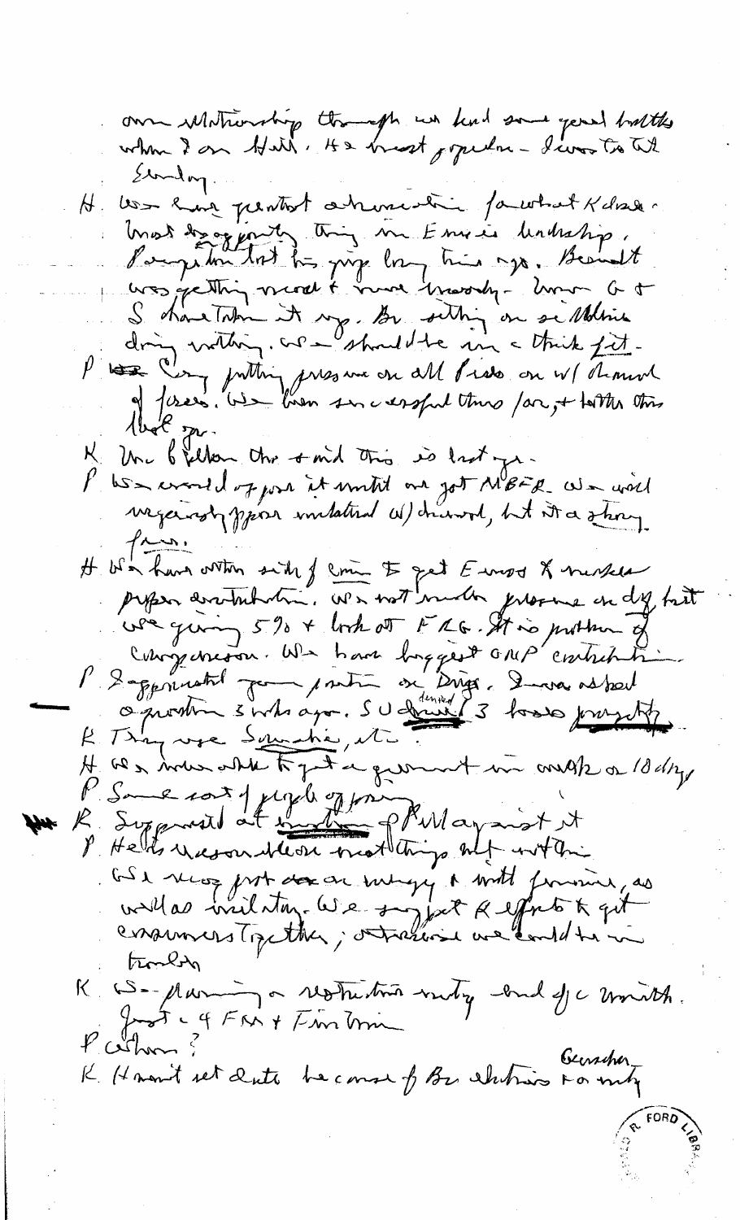our relationship though we had some good battles when I was at Hill. He is most popular – I was to LBJ Sunday.

H. We have greatest admiration for what Kohl does. Most disappointing thing in Europe is leadership. Pompidou lost his grip long time ago. Brandt was getting more & more moody – Now G & S have taken it up. By sitting on sidelines doing nothing, we should be in a thick fit.

P We Crazy putting pressure on all fields on w/ demand of forces. We been successful thus far, + better this (last yr.)

K. Mac & Fulton were + said this is last yr.

P We would oppose it until we got MBFR. We would vigorously oppose unilateral w/drawal, but it is a strong force.

H. We have written side of coin to get Europe & myself proper contribution. We not made progress on dy but we giving 5% + look at FRG. It is problem of comprehension. We have biggest GNP contribution.

P. I appreciated your position on Drugs. I was asked a question 3 wks ago. S U denied 3 basic propositions.

K They use Somalia, etc.

H. We were able to get agreement in week or 10 days.

P. Some sort of people opposing

K. Suggested at meeting of PM against it

P. He is reasonable most things, not with this.

We never put down industry + with farmers, as well as bilateral. We support K effort to get consumers together; otherwise we could be in trouble

K. We planning a restricted meeting end of ~~c~~ month. Just c 4 FM + Fin Min

P When?

K. Haven't set date because of Br elections + ~~mtg~~ Genscher trip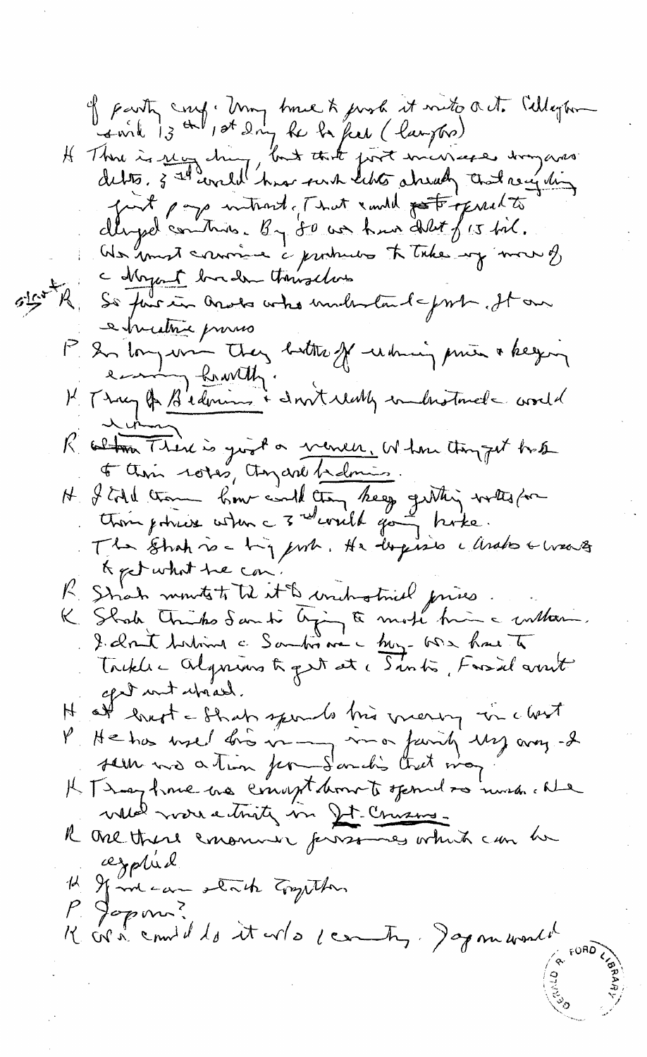of party conf. May have to push it into act. Callaghan said 13th, 1st day he be fed (laughter)

H There is nothing, but that first increase in oil debts. 3rd world has such debts already that nothing just pays interest. That could get spread to developed countries. By 80 we have debt of 15 bil. We must convince c producers to take up more of c deficit burden themselves

R. So few in Arabs who understand c prob. It one c Executive process

P In long run they better off reducing price & keeping economy healthy.

K They are Bedouins & don't really understand c world economy

R. There is just a veneer. When they get back to their roots, they are bedouins.

H I told them how could they keep getting votes for their policies when c 3rd world going broke.

The Shah is c big prob. He despises c Arabs & wants to get what he can.

R. Shah wants to tie it to industrial prices.

K. Shah thinks Saudis trying to make him c villain. I don't believe c Saudis are c key. We have to tackle c Algerians to get at c Saudis. Faisal won't get out ahead.

H at least c Shah spends his money in c West

P He has used his money in a fairly ugly way - I seen no action from Saudis that way.

K They have no concept how to spend so much. We need more activity in Jt. Comms.

R are there enormous programs which can be applied

H If we can stick together

P Japan?

K We could do it w/o 1 country. Japan would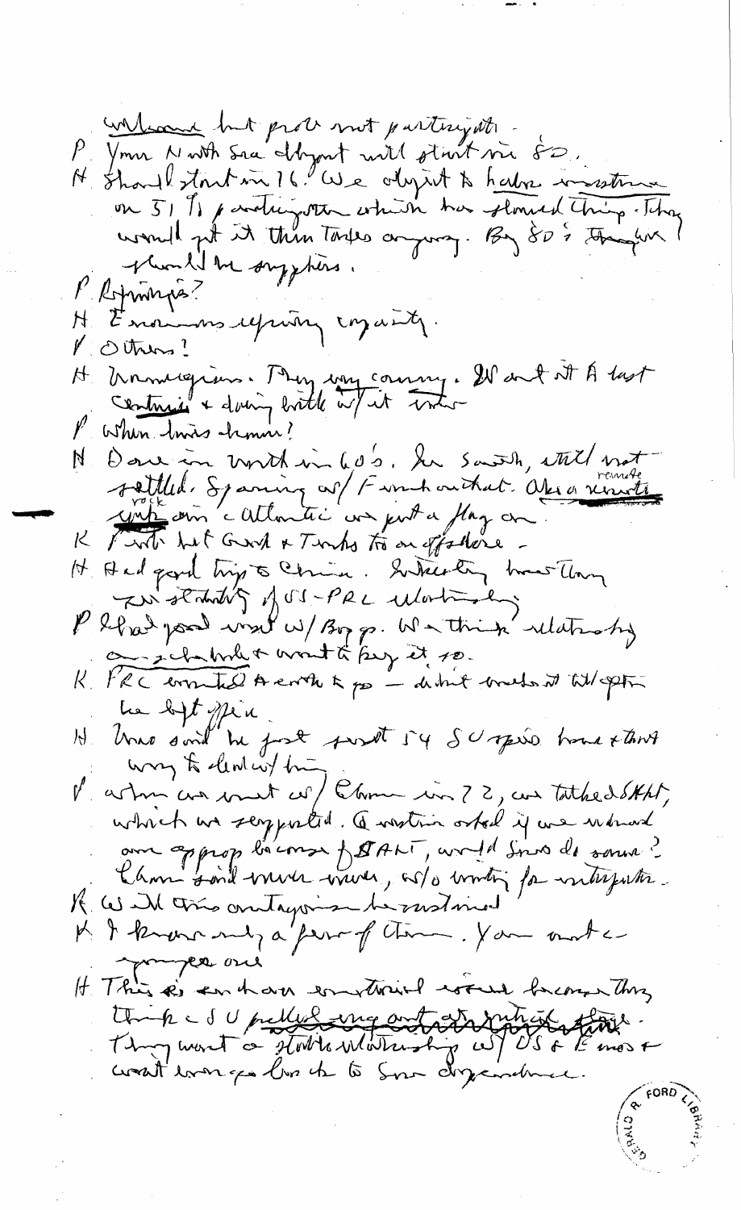welcome but prob not participate.

P. Your North Sea output will start in 80.

H. Should start in 76. We object to halve investment on 51% participation which has slowed things. They would get it thru taxes anyway. By 80's they will should be suppliers.

P. Refineries?

H. Enormous refining capacity.

P. Others?

H. Norwegians. They very cunning. Went at it a last century & doing battle w/ it [illegible]

P. When limits known?

H. Done in North in 60's. In South, still not settled. Spaining w/ French on that. Also a remote rock in Atlantic we put a flag on.

K. French bet Greek & Turks to an offshore.

H. Had good trip to China. Interesting how they [illegible] standing of US-PRC relationship.

P. I had good visit w/ Bog gp. We think relationship are [illegible] & want to keep it so.

K. PRC wanted a [illegible] to go — didn't [illegible] till after he left office.

H. Mao said he just sent 54 SU spies home & that [illegible] to deal w/ him.

P. When we met w/ Chou in 72, we talked SALT, which we supported. Question asked if we wanted an approp because of SALT, would Snow do same? Chou said never never, w/o waiting for interpreter.

K. Will this antagonism be sustained?

K. I know only a few of them. You met a younger one.

H. This is a traditional issue because they think a SU [illegible] They want a stable relationship w/ US & Europe & want to [illegible] back to Sov dependence.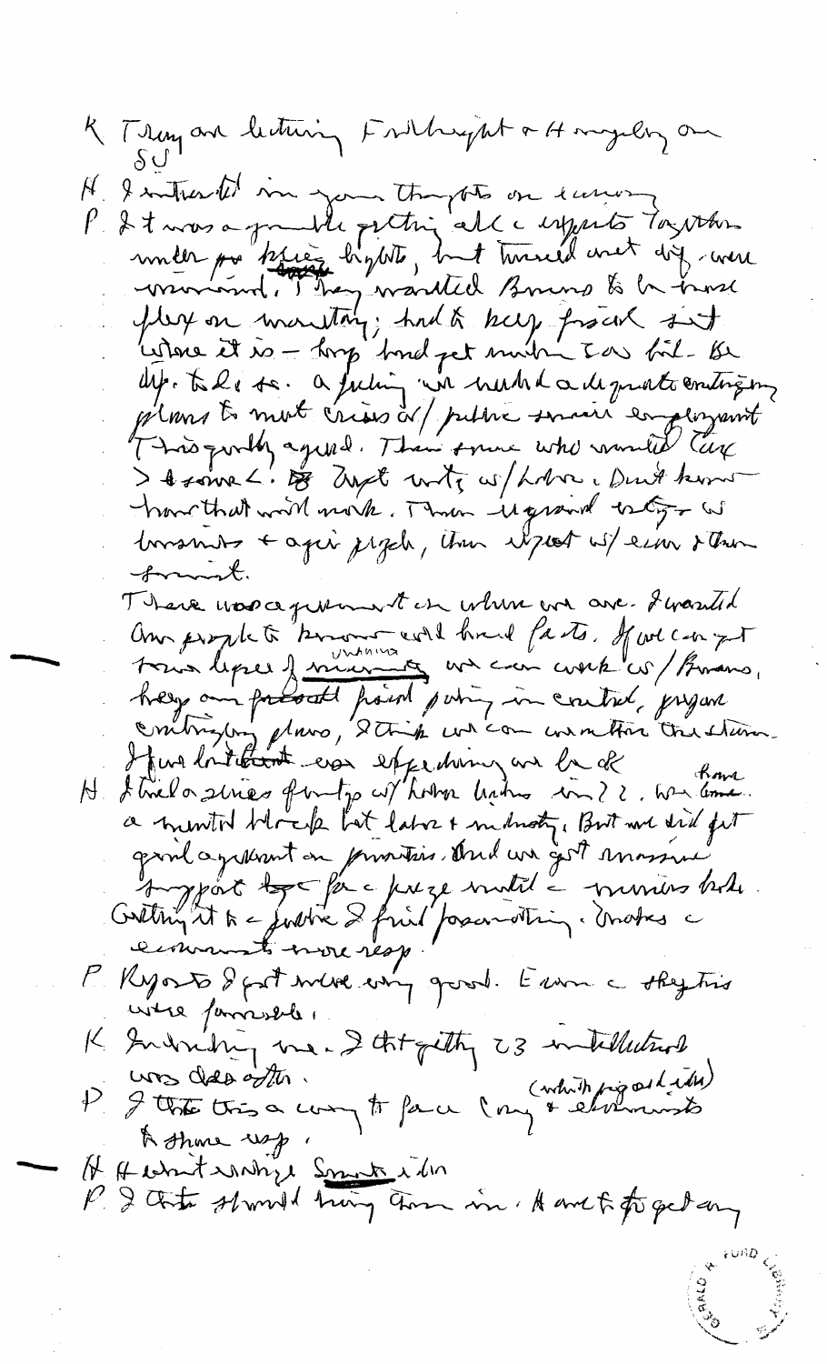K They are lecturing Fullbright + Humphrey on SU

H I interested in your thoughts on economy

P It was a gamble getting all the experts together under pre-[Pres?] lights, but turned out dif. were unanimous. They wanted Burns to be more flex on monetary; had to keep fiscal it where it is — Long term gets mentioned to bal. the dip. to do so. A feeling we needed adequate contingency plans to meet crisis w/ public service employment. This greatly agreed. Then some who wanted tax > + some <. Agst wage w/ labor. Don't know how that will work. Then the general wage w/ business + agri people, then the spirit w/ econ & then farmers.

There was agreement on where we are. I wanted our people to know cold hard facts. If we can get trend lopes of unanimous [unanimity] we can work w/ Burns, keep our present fiscal policy in control, prepare contingency plans, I think we can weather the storm. If we lost control on expenditures we be ok.

H I had a series of meetings w/ labor leaders in ?? We have a mental block but labor + industry. But we did get good agreement on priorities. And we got massive support for the freeze until the numbers hold. Getting it to the public I find fascinating. Makes the economists more resp.

P Reports I got were very good. Even the skeptics were favorable.

K Interesting me. I thought getting 23 intellectuals was disaster.

P I think this a way to face Cong + economists (which pig and idea) to share resp.

H Hubert wishes Summit idea

P I think should bring them in. Hard to forget any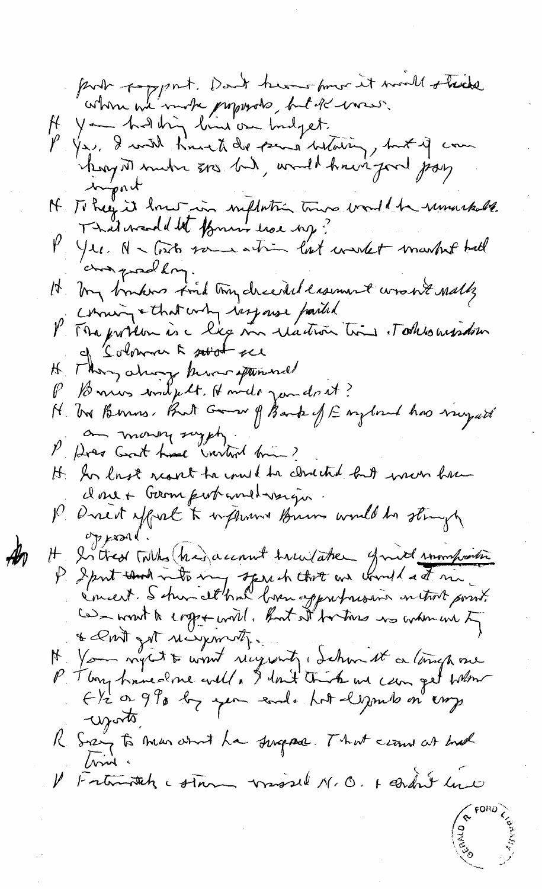first support. Don't know how it would strike when we make proposals, but he knows.

H You holding line on budget.

P Yes, I will have to do some vetoing, but if can keep it under 395 bil, would have good psy impact

H To keep it lower in inflation times would be remarkable. That would let Burns ease up?

P Yes. A - Fed's some action last week market had a good day.

H My bankers find they decided easement wasn't really coming & that only response parted

P The problem is a lag in reaction time. Takes wisdom of Solomon to see

H They always knew opposed

P Burns independent. How do you do it?

H Not Burns. But Gov of Bank of England has ~~support~~ on money supply.

P Does Govt have control him?

H In last resort he could be directed but never been done & Gov probably would resign.

P Direct effort to influence Burns would be strongly opposed.

H In Trade talks has account been taken of ~~world~~ unemployment

P I put that into my speech that we would act in concert. Schmidt had been apprehensive on that point. We want to export world. But all nations ~~are~~ working to ~~&~~ don't get anywhere.

H You might to want recovery. Schm it a tough one

P They have done well. I don't think we can get below 6½ or 9% by year end. Lot depends on exp exports.

R Sorry to hear about the Surgeon. That came at bad time.

P Fortunately storm missed N.O. & didn't hurt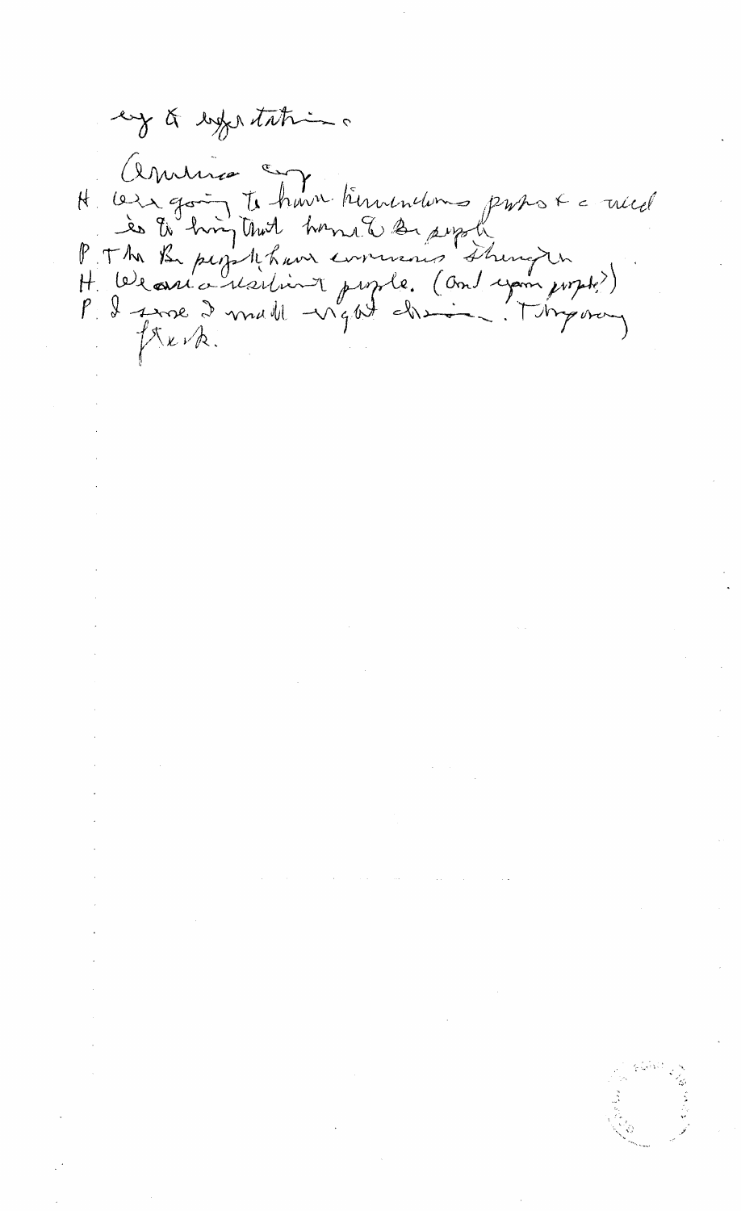ey & expectations.

America ey

H. We're going to have tremendous protest & need to bring that home to the people

P. The B. people have enormous strength

H. We are a resilient people. (and your people)

P. I know I made right decision. Temporary flack.